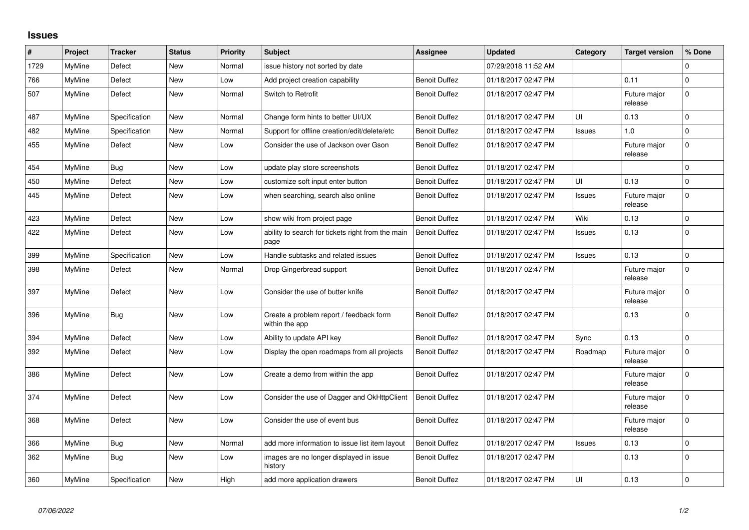# Issues

| # | Project | Tracker | Status | Priority | Subject | Assignee | Updated | Category | Target version | % Done |
|---|---|---|---|---|---|---|---|---|---|---|
| 1729 | MyMine | Defect | New | Normal | issue history not sorted by date | | 07/29/2018 11:52 AM | | | 0 |
| 766 | MyMine | Defect | New | Low | Add project creation capability | Benoit Duffez | 01/18/2017 02:47 PM | | 0.11 | 0 |
| 507 | MyMine | Defect | New | Normal | Switch to Retrofit | Benoit Duffez | 01/18/2017 02:47 PM | | Future major release | 0 |
| 487 | MyMine | Specification | New | Normal | Change form hints to better UI/UX | Benoit Duffez | 01/18/2017 02:47 PM | UI | 0.13 | 0 |
| 482 | MyMine | Specification | New | Normal | Support for offline creation/edit/delete/etc | Benoit Duffez | 01/18/2017 02:47 PM | Issues | 1.0 | 0 |
| 455 | MyMine | Defect | New | Low | Consider the use of Jackson over Gson | Benoit Duffez | 01/18/2017 02:47 PM | | Future major release | 0 |
| 454 | MyMine | Bug | New | Low | update play store screenshots | Benoit Duffez | 01/18/2017 02:47 PM | | | 0 |
| 450 | MyMine | Defect | New | Low | customize soft input enter button | Benoit Duffez | 01/18/2017 02:47 PM | UI | 0.13 | 0 |
| 445 | MyMine | Defect | New | Low | when searching, search also online | Benoit Duffez | 01/18/2017 02:47 PM | Issues | Future major release | 0 |
| 423 | MyMine | Defect | New | Low | show wiki from project page | Benoit Duffez | 01/18/2017 02:47 PM | Wiki | 0.13 | 0 |
| 422 | MyMine | Defect | New | Low | ability to search for tickets right from the main page | Benoit Duffez | 01/18/2017 02:47 PM | Issues | 0.13 | 0 |
| 399 | MyMine | Specification | New | Low | Handle subtasks and related issues | Benoit Duffez | 01/18/2017 02:47 PM | Issues | 0.13 | 0 |
| 398 | MyMine | Defect | New | Normal | Drop Gingerbread support | Benoit Duffez | 01/18/2017 02:47 PM | | Future major release | 0 |
| 397 | MyMine | Defect | New | Low | Consider the use of butter knife | Benoit Duffez | 01/18/2017 02:47 PM | | Future major release | 0 |
| 396 | MyMine | Bug | New | Low | Create a problem report / feedback form within the app | Benoit Duffez | 01/18/2017 02:47 PM | | 0.13 | 0 |
| 394 | MyMine | Defect | New | Low | Ability to update API key | Benoit Duffez | 01/18/2017 02:47 PM | Sync | 0.13 | 0 |
| 392 | MyMine | Defect | New | Low | Display the open roadmaps from all projects | Benoit Duffez | 01/18/2017 02:47 PM | Roadmap | Future major release | 0 |
| 386 | MyMine | Defect | New | Low | Create a demo from within the app | Benoit Duffez | 01/18/2017 02:47 PM | | Future major release | 0 |
| 374 | MyMine | Defect | New | Low | Consider the use of Dagger and OkHttpClient | Benoit Duffez | 01/18/2017 02:47 PM | | Future major release | 0 |
| 368 | MyMine | Defect | New | Low | Consider the use of event bus | Benoit Duffez | 01/18/2017 02:47 PM | | Future major release | 0 |
| 366 | MyMine | Bug | New | Normal | add more information to issue list item layout | Benoit Duffez | 01/18/2017 02:47 PM | Issues | 0.13 | 0 |
| 362 | MyMine | Bug | New | Low | images are no longer displayed in issue history | Benoit Duffez | 01/18/2017 02:47 PM | | 0.13 | 0 |
| 360 | MyMine | Specification | New | High | add more application drawers | Benoit Duffez | 01/18/2017 02:47 PM | UI | 0.13 | 0 |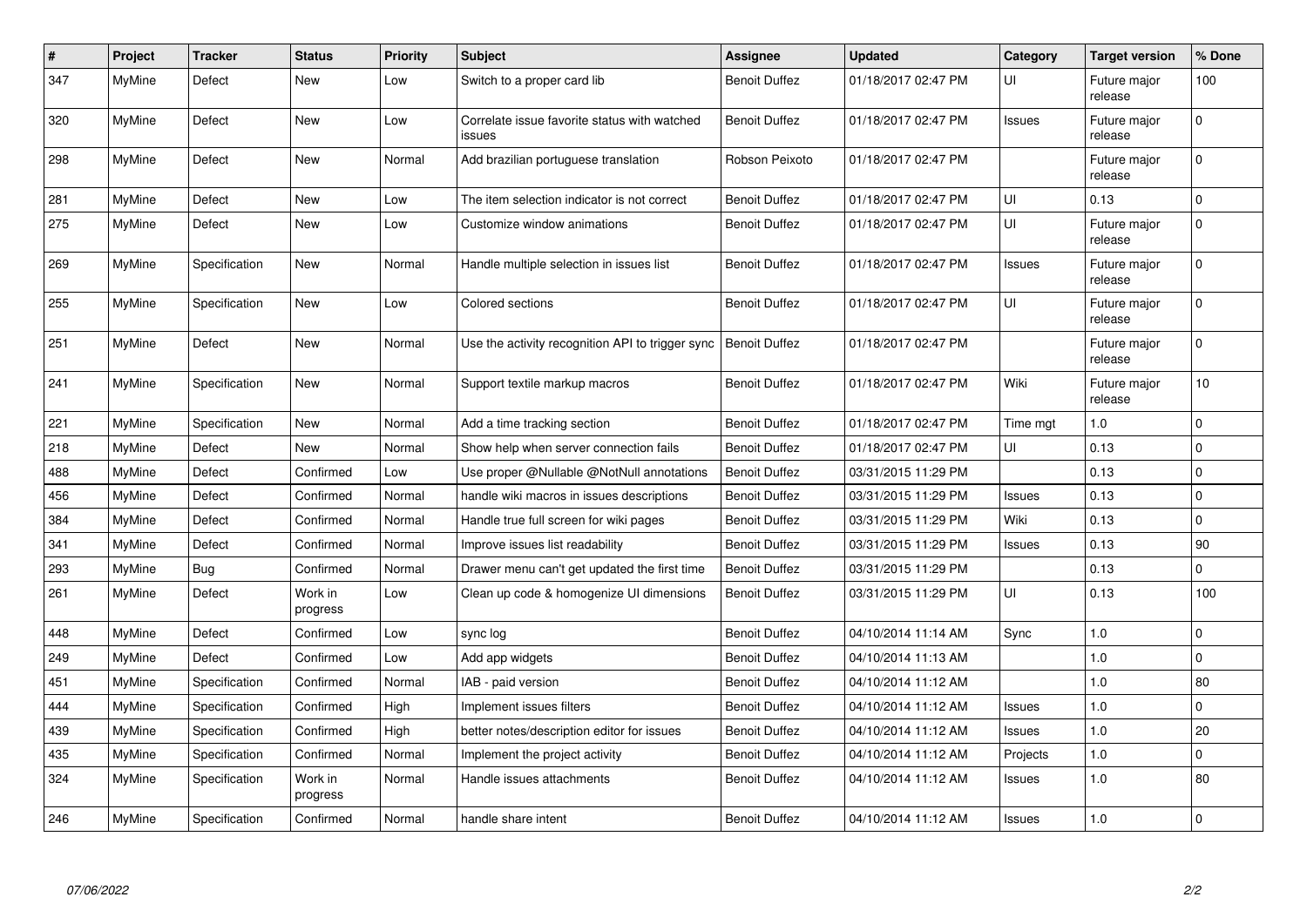| # | Project | Tracker | Status | Priority | Subject | Assignee | Updated | Category | Target version | % Done |
|---|---|---|---|---|---|---|---|---|---|---|
| 347 | MyMine | Defect | New | Low | Switch to a proper card lib | Benoit Duffez | 01/18/2017 02:47 PM | UI | Future major release | 100 |
| 320 | MyMine | Defect | New | Low | Correlate issue favorite status with watched issues | Benoit Duffez | 01/18/2017 02:47 PM | Issues | Future major release | 0 |
| 298 | MyMine | Defect | New | Normal | Add brazilian portuguese translation | Robson Peixoto | 01/18/2017 02:47 PM | | Future major release | 0 |
| 281 | MyMine | Defect | New | Low | The item selection indicator is not correct | Benoit Duffez | 01/18/2017 02:47 PM | UI | 0.13 | 0 |
| 275 | MyMine | Defect | New | Low | Customize window animations | Benoit Duffez | 01/18/2017 02:47 PM | UI | Future major release | 0 |
| 269 | MyMine | Specification | New | Normal | Handle multiple selection in issues list | Benoit Duffez | 01/18/2017 02:47 PM | Issues | Future major release | 0 |
| 255 | MyMine | Specification | New | Low | Colored sections | Benoit Duffez | 01/18/2017 02:47 PM | UI | Future major release | 0 |
| 251 | MyMine | Defect | New | Normal | Use the activity recognition API to trigger sync | Benoit Duffez | 01/18/2017 02:47 PM | | Future major release | 0 |
| 241 | MyMine | Specification | New | Normal | Support textile markup macros | Benoit Duffez | 01/18/2017 02:47 PM | Wiki | Future major release | 10 |
| 221 | MyMine | Specification | New | Normal | Add a time tracking section | Benoit Duffez | 01/18/2017 02:47 PM | Time mgt | 1.0 | 0 |
| 218 | MyMine | Defect | New | Normal | Show help when server connection fails | Benoit Duffez | 01/18/2017 02:47 PM | UI | 0.13 | 0 |
| 488 | MyMine | Defect | Confirmed | Low | Use proper @Nullable @NotNull annotations | Benoit Duffez | 03/31/2015 11:29 PM | | 0.13 | 0 |
| 456 | MyMine | Defect | Confirmed | Normal | handle wiki macros in issues descriptions | Benoit Duffez | 03/31/2015 11:29 PM | Issues | 0.13 | 0 |
| 384 | MyMine | Defect | Confirmed | Normal | Handle true full screen for wiki pages | Benoit Duffez | 03/31/2015 11:29 PM | Wiki | 0.13 | 0 |
| 341 | MyMine | Defect | Confirmed | Normal | Improve issues list readability | Benoit Duffez | 03/31/2015 11:29 PM | Issues | 0.13 | 90 |
| 293 | MyMine | Bug | Confirmed | Normal | Drawer menu can't get updated the first time | Benoit Duffez | 03/31/2015 11:29 PM | | 0.13 | 0 |
| 261 | MyMine | Defect | Work in progress | Low | Clean up code & homogenize UI dimensions | Benoit Duffez | 03/31/2015 11:29 PM | UI | 0.13 | 100 |
| 448 | MyMine | Defect | Confirmed | Low | sync log | Benoit Duffez | 04/10/2014 11:14 AM | Sync | 1.0 | 0 |
| 249 | MyMine | Defect | Confirmed | Low | Add app widgets | Benoit Duffez | 04/10/2014 11:13 AM | | 1.0 | 0 |
| 451 | MyMine | Specification | Confirmed | Normal | IAB - paid version | Benoit Duffez | 04/10/2014 11:12 AM | | 1.0 | 80 |
| 444 | MyMine | Specification | Confirmed | High | Implement issues filters | Benoit Duffez | 04/10/2014 11:12 AM | Issues | 1.0 | 0 |
| 439 | MyMine | Specification | Confirmed | High | better notes/description editor for issues | Benoit Duffez | 04/10/2014 11:12 AM | Issues | 1.0 | 20 |
| 435 | MyMine | Specification | Confirmed | Normal | Implement the project activity | Benoit Duffez | 04/10/2014 11:12 AM | Projects | 1.0 | 0 |
| 324 | MyMine | Specification | Work in progress | Normal | Handle issues attachments | Benoit Duffez | 04/10/2014 11:12 AM | Issues | 1.0 | 80 |
| 246 | MyMine | Specification | Confirmed | Normal | handle share intent | Benoit Duffez | 04/10/2014 11:12 AM | Issues | 1.0 | 0 |